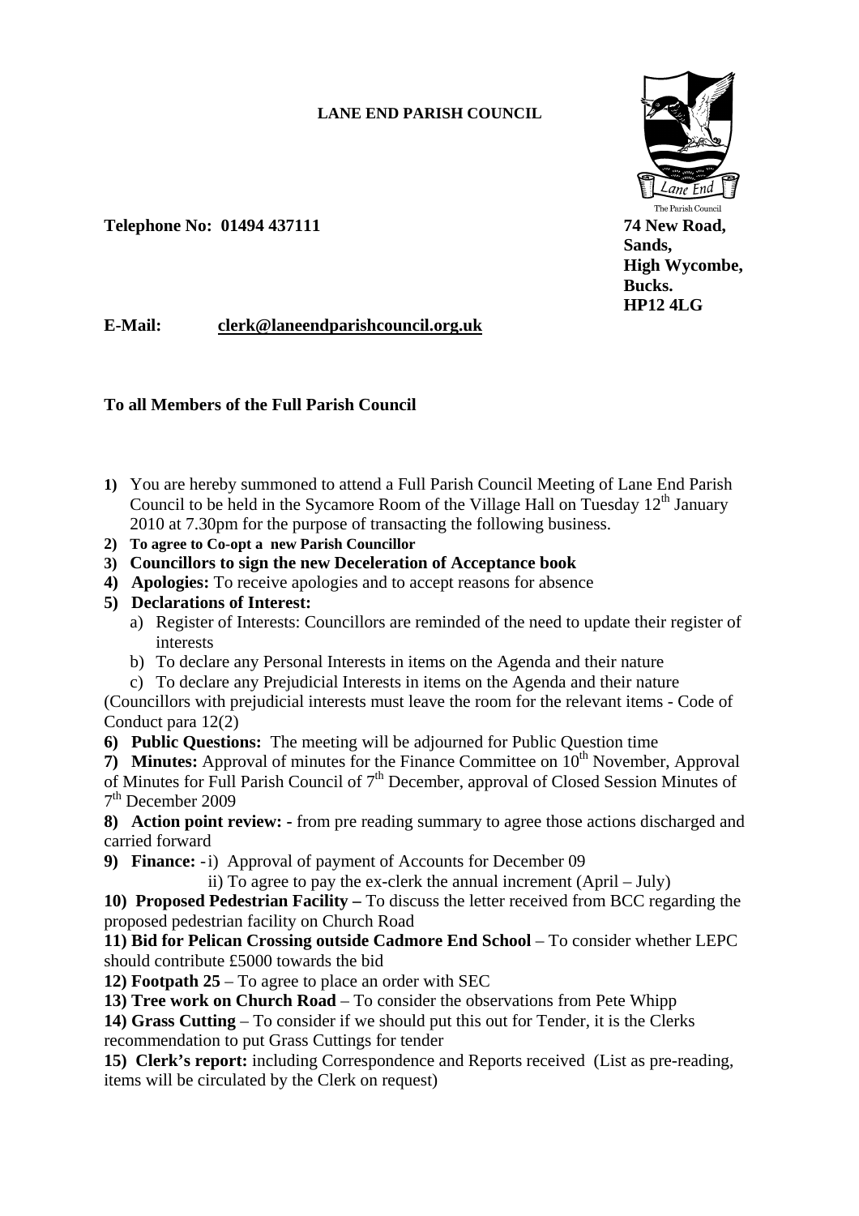**LANE END PARISH COUNCIL**

The Parish Council

**Telephone No: 01494 437111**

**74 New Road,**
**Sands,**
**High Wycombe,**
**Bucks.**
**HP12 4LG**

**E-Mail:** **clerk@laneendparishcouncil.org.uk**

**To all Members of the Full Parish Council**

**1)** You are hereby summoned to attend a Full Parish Council Meeting of Lane End Parish Council to be held in the Sycamore Room of the Village Hall on Tuesday 12th January 2010 at 7.30pm for the purpose of transacting the following business.

**2) To agree to Co-opt a new Parish Councillor**

**3) Councillors to sign the new Deceleration of Acceptance book**

**4) Apologies:** To receive apologies and to accept reasons for absence

**5) Declarations of Interest:**

a) Register of Interests: Councillors are reminded of the need to update their register of interests

b) To declare any Personal Interests in items on the Agenda and their nature

c) To declare any Prejudicial Interests in items on the Agenda and their nature

(Councillors with prejudicial interests must leave the room for the relevant items - Code of Conduct para 12(2)

**6) Public Questions:** The meeting will be adjourned for Public Question time

**7) Minutes:** Approval of minutes for the Finance Committee on 10th November, Approval of Minutes for Full Parish Council of 7th December, approval of Closed Session Minutes of 7th December 2009

**8) Action point review: -** from pre reading summary to agree those actions discharged and carried forward

**9) Finance:** - i) Approval of payment of Accounts for December 09

ii) To agree to pay the ex-clerk the annual increment (April – July)

**10) Proposed Pedestrian Facility –** To discuss the letter received from BCC regarding the proposed pedestrian facility on Church Road

**11) Bid for Pelican Crossing outside Cadmore End School** – To consider whether LEPC should contribute £5000 towards the bid

**12) Footpath 25** – To agree to place an order with SEC

**13) Tree work on Church Road** – To consider the observations from Pete Whipp

**14) Grass Cutting** – To consider if we should put this out for Tender, it is the Clerks recommendation to put Grass Cuttings for tender

**15) Clerk's report:** including Correspondence and Reports received (List as pre-reading, items will be circulated by the Clerk on request)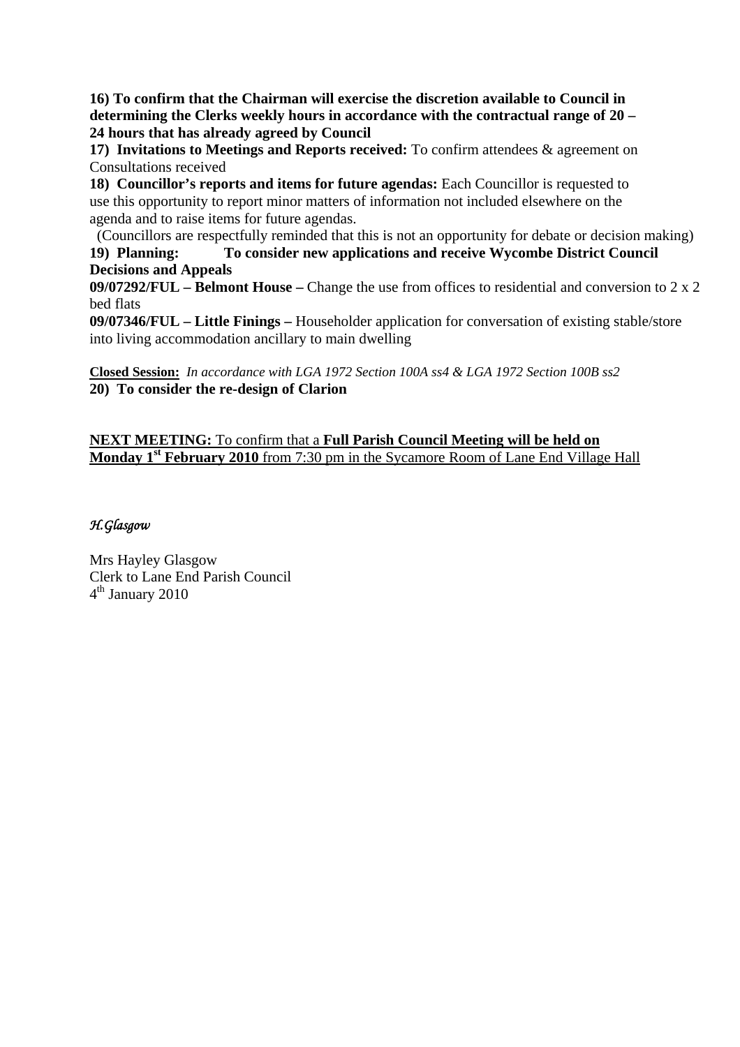**16) To confirm that the Chairman will exercise the discretion available to Council in determining the Clerks weekly hours in accordance with the contractual range of 20 – 24 hours that has already agreed by Council**

**17) Invitations to Meetings and Reports received:** To confirm attendees & agreement on Consultations received

**18) Councillor's reports and items for future agendas:** Each Councillor is requested to use this opportunity to report minor matters of information not included elsewhere on the agenda and to raise items for future agendas.

(Councillors are respectfully reminded that this is not an opportunity for debate or decision making)

**19) Planning: To consider new applications and receive Wycombe District Council Decisions and Appeals**

**09/07292/FUL – Belmont House –** Change the use from offices to residential and conversion to 2 x 2 bed flats

**09/07346/FUL – Little Finings –** Householder application for conversation of existing stable/store into living accommodation ancillary to main dwelling

**Closed Session:** *In accordance with LGA 1972 Section 100A ss4 & LGA 1972 Section 100B ss2*

**20) To consider the re-design of Clarion**

**NEXT MEETING:** To confirm that a **Full Parish Council Meeting will be held on Monday 1st February 2010** from 7:30 pm in the Sycamore Room of Lane End Village Hall

*H.Glasgow*

Mrs Hayley Glasgow
Clerk to Lane End Parish Council
4th January 2010